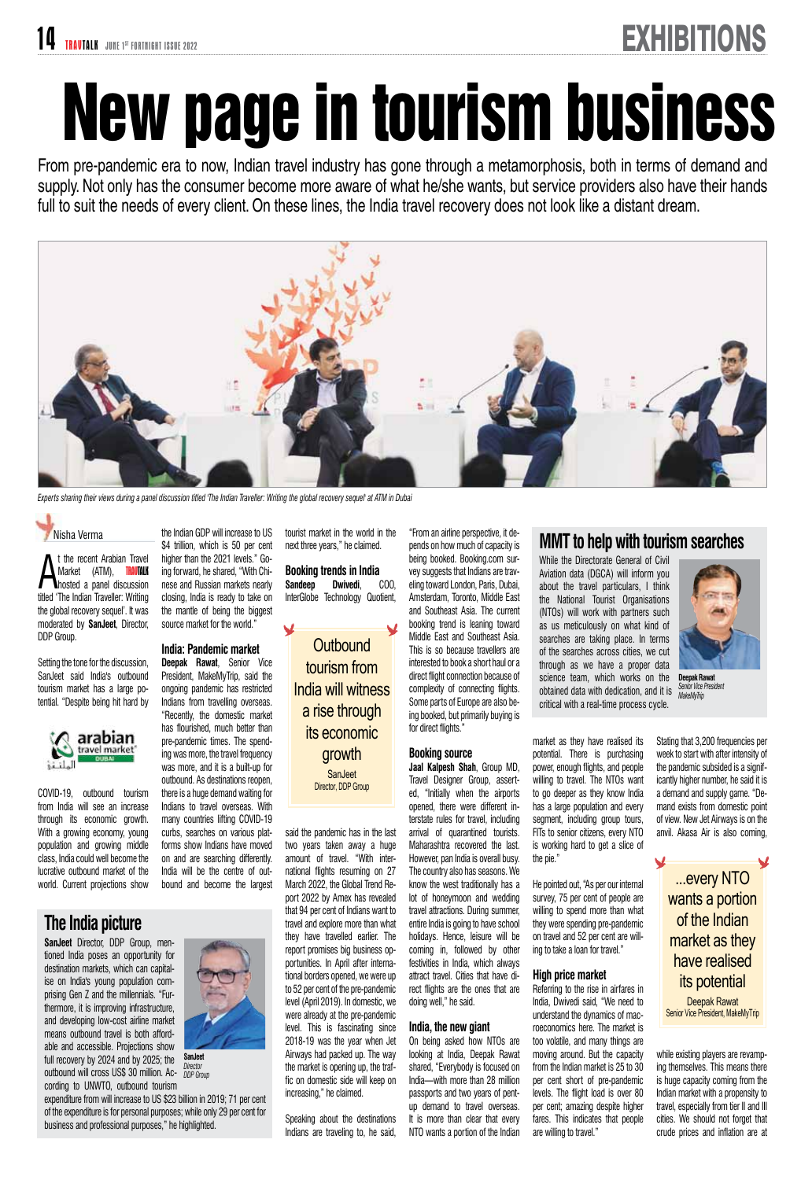# New page in tourism business

From pre-pandemic era to now, Indian travel industry has gone through a metamorphosis, both in terms of demand and supply. Not only has the consumer become more aware of what he/she wants, but service providers also have their hands full to suit the needs of every client. On these lines, the India travel recovery does not look like a distant dream.

*Experts sharing their views during a panel discussion titled 'The Indian Traveller: Writing the global recovery sequel' at ATM in Dubai*

Nisha Verma

At the recent Arabian Travel Market (ATM), TRAVTALK hosted a panel discussion titled 'The Indian Traveller: Writing the global recovery sequel'. It was moderated by **SanJeet**, Director, DDP Group.

Setting the tone for the discussion, SanJeet said India's outbound tourism market has a large potential. "Despite being hit hard by COVID-19, outbound tourism from India will see an increase through its economic growth. With a growing economy, young population and growing middle class, India could well become the lucrative outbound market of the world. Current projections show the Indian GDP will increase to US $4 trillion, which is 50 per cent higher than the 2021 levels." Going forward, he shared, "With Chinese and Russian markets nearly closing, India is ready to take on the mantle of being the biggest source market for the world."

### India: Pandemic market

**Deepak Rawat**, Senior Vice President, MakeMyTrip, said the ongoing pandemic has restricted Indians from travelling overseas. "Recently, the domestic market has flourished, much better than pre-pandemic times. The spending was more, the travel frequency was more, and it is a built-up for outbound. As destinations reopen, there is a huge demand waiting for Indians to travel overseas. With many countries lifting COVID-19 curbs, searches on various platforms show Indians have moved on and are searching differently. India will be the centre of outbound and become the largest tourist market in the world in the next three years," he claimed.

### Booking trends in India

**Sandeep Dwivedi**, COO, InterGlobe Technology Quotient, said the pandemic has in the last two years taken away a huge amount of travel. "With international flights resuming on 27 March 2022, the Global Trend Report 2022 by Amex has revealed that 94 per cent of Indians want to travel and explore more than what they have travelled earlier. The report promises big business opportunities. In April after international borders opened, we were up to 52 per cent of the pre-pandemic level (April 2019). In domestic, we were already at the pre-pandemic level. This is fascinating since 2018-19 was the year when Jet Airways had packed up. The way the market is opening up, the traffic on domestic side will keep on increasing," he claimed.

> Outbound tourism from India will witness a rise through its economic growth
>
> SanJeet
> Director, DDP Group

Speaking about the destinations Indians are traveling to, he said, "From an airline perspective, it depends on how much of capacity is being booked. Booking.com survey suggests that Indians are traveling toward London, Paris, Dubai, Amsterdam, Toronto, Middle East and Southeast Asia. The current booking trend is leaning toward Middle East and Southeast Asia. This is so because travellers are interested to book a short haul or a direct flight connection because of complexity of connecting flights. Some parts of Europe are also being booked, but primarily buying is for direct flights."

### Booking source

**Jaal Kalpesh Shah**, Group MD, Travel Designer Group, asserted, "Initially when the airports opened, there were different interstate rules for travel, including arrival of quarantined tourists. Maharashtra recovered the last. However, pan India is overall busy. The country also has seasons. We know the west traditionally has a lot of honeymoon and wedding travel attractions. During summer, entire India is going to have school holidays. Hence, leisure will be coming in, followed by other festivities in India, which always attract travel. Cities that have direct flights are the ones that are doing well," he said.

### India, the new giant

On being asked how NTOs are looking at India, Deepak Rawat shared, "Everybody is focused on India—with more than 28 million passports and two years of pent-up demand to travel overseas. It is more than clear that every NTO wants a portion of the Indian market as they have realised its potential. There is purchasing power, enough flights, and people willing to travel. The NTOs want to go deeper as they know India has a large population and every segment, including group tours, FITs to senior citizens, every NTO is working hard to get a slice of the pie."

He pointed out, "As per our internal survey, 75 per cent of people are willing to spend more than what they were spending pre-pandemic on travel and 52 per cent are willing to take a loan for travel."

### High price market

Referring to the rise in airfares in India, Dwivedi said, "We need to understand the dynamics of macroeconomics here. The market is too volatile, and many things are moving around. But the capacity from the Indian market is 25 to 30 per cent short of pre-pandemic levels. The flight load is over 80 per cent; amazing despite higher fares. This indicates that people are willing to travel."

Stating that 3,200 frequencies per week to start with after intensity of the pandemic subsided is a significantly higher number, he said it is a demand and supply game. "Demand exists from domestic point of view. New Jet Airways is on the anvil. Akasa Air is also coming, while existing players are revamping themselves. This means there is huge capacity coming from the Indian market with a propensity to travel, especially from tier II and III cities. We should not forget that crude prices and inflation are at

> ...every NTO wants a portion of the Indian market as they have realised its potential
>
> Deepak Rawat
> Senior Vice President, MakeMyTrip

## MMT to help with tourism searches

While the Directorate General of Civil Aviation data (DGCA) will inform you about the travel particulars, I think the National Tourist Organisations (NTOs) will work with partners such as us meticulously on what kind of searches are taking place. In terms of the searches across cities, we cut through as we have a proper data science team, which works on the obtained data with dedication, and it is critical with a real-time process cycle.

**Deepak Rawat**
*Senior Vice President MakeMyTrip*

## The India picture

**SanJeet** Director, DDP Group, mentioned India poses an opportunity for destination markets, which can capitalise on India's young population comprising Gen Z and the millennials. "Furthermore, it is improving infrastructure, and developing low-cost airline market means outbound travel is both affordable and accessible. Projections show full recovery by 2024 and by 2025; the outbound will cross US$ 30 million. According to UNWTO, outbound tourism expenditure from India will increase to US $23 billion in 2019; 71 per cent of the expenditure is for personal purposes; while only 29 per cent for business and professional purposes," he highlighted.

**SanJeet**
*Director DDP Group*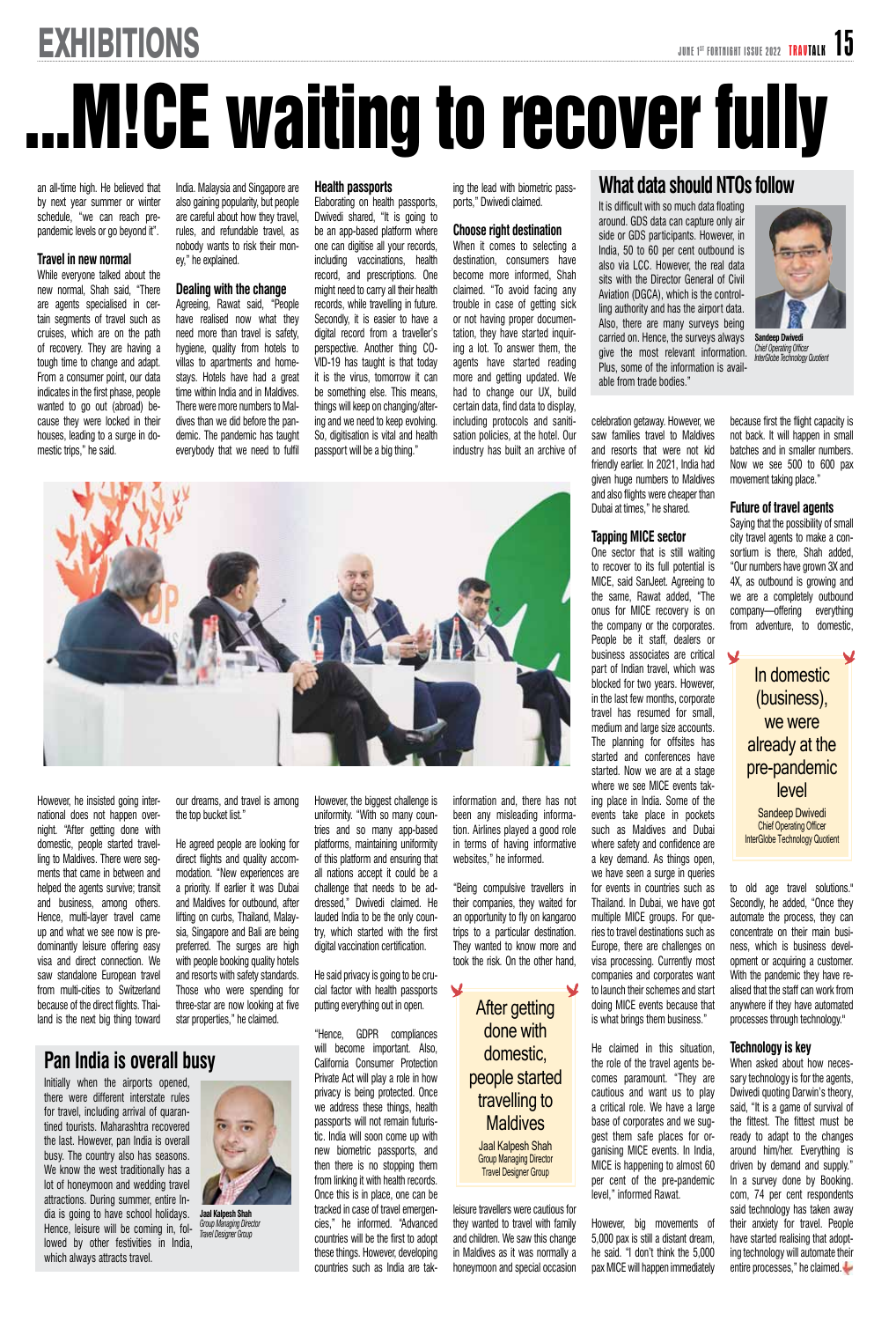# ...M!CE waiting to recover fully

an all-time high. He believed that by next year summer or winter schedule, "we can reach pre-pandemic levels or go beyond it".

### Travel in new normal

While everyone talked about the new normal, Shah said, "There are agents specialised in certain segments of travel such as cruises, which are on the path of recovery. They are having a tough time to change and adapt. From a consumer point, our data indicates in the first phase, people wanted to go out (abroad) because they were locked in their houses, leading to a surge in domestic trips," he said.

However, he insisted going international does not happen overnight. "After getting done with domestic, people started travelling to Maldives. There were segments that came in between and helped the agents survive; transit and business, among others. Hence, multi-layer travel came up and what we see now is predominantly leisure offering easy visa and direct connection. We saw standalone European travel from multi-cities to Switzerland because of the direct flights. Thailand is the next big thing toward India. Malaysia and Singapore are also gaining popularity, but people are careful about how they travel, rules, and refundable travel, as nobody wants to risk their money," he explained.

### Dealing with the change

Agreeing, Rawat said, "People have realised now what they need more than travel is safety, hygiene, quality from hotels to villas to apartments and homestays. Hotels have had a great time within India and in Maldives. There were more numbers to Maldives than we did before the pandemic. The pandemic has taught everybody that we need to fulfil our dreams, and travel is among the top bucket list."

He agreed people are looking for direct flights and quality accommodation. "New experiences are a priority. If earlier it was Dubai and Maldives for outbound, after lifting on curbs, Thailand, Malaysia, Singapore and Bali are being preferred. The surges are high with people booking quality hotels and resorts with safety standards. Those who were spending for three-star are now looking at five star properties," he claimed.

### Health passports

Elaborating on health passports, Dwivedi shared, "It is going to be an app-based platform where one can digitise all your records, including vaccinations, health record, and prescriptions. One might need to carry all their health records, while travelling in future. Secondly, it is easier to have a digital record from a traveller's perspective. Another thing COVID-19 has taught is that today it is the virus, tomorrow it can be something else. This means, things will keep on changing/altering and we need to keep evolving. So, digitisation is vital and health passport will be a big thing."

However, the biggest challenge is uniformity. "With so many countries and so many app-based platforms, maintaining uniformity of this platform and ensuring that all nations accept it could be a challenge that needs to be addressed," Dwivedi claimed. He lauded India to be the only country, which started with the first digital vaccination certification.

He said privacy is going to be crucial factor with health passports putting everything out in open.

"Hence, GDPR compliances will become important. Also, California Consumer Protection Private Act will play a role in how privacy is being protected. Once we address these things, health passports will not remain futuristic. India will soon come up with new biometric passports, and then there is no stopping them from linking it with health records. Once this is in place, one can be tracked in case of travel emergencies," he informed. "Advanced countries will be the first to adopt these things. However, developing countries such as India are taking the lead with biometric passports," Dwivedi claimed.

### Choose right destination

When it comes to selecting a destination, consumers have become more informed, Shah claimed. "To avoid facing any trouble in case of getting sick or not having proper documentation, they have started inquiring a lot. To answer them, the agents have started reading more and getting updated. We had to change our UX, build certain data, find data to display, including protocols and sanitisation policies, at the hotel. Our industry has built an archive of information and, there has not been any misleading information. Airlines played a good role in terms of having informative websites," he informed.

"Being compulsive travellers in their companies, they waited for an opportunity to fly on kangaroo trips to a particular destination. They wanted to know more and took the risk. On the other hand, leisure travellers were cautious for they wanted to travel with family and children. We saw this change in Maldives as it was normally a honeymoon and special occasion celebration getaway. However, we saw families travel to Maldives and resorts that were not kid friendly earlier. In 2021, India had given huge numbers to Maldives and also flights were cheaper than Dubai at times," he shared.

> After getting done with domestic, people started travelling to Maldives
>
> Jaal Kalpesh Shah
> Group Managing Director
> Travel Designer Group

### Tapping MICE sector

One sector that is still waiting to recover to its full potential is MICE, said SanJeet. Agreeing to the same, Rawat added, "The onus for MICE recovery is on the company or the corporates. People be it staff, dealers or business associates are critical part of Indian travel, which was blocked for two years. However, in the last few months, corporate travel has resumed for small, medium and large size accounts. The planning for offsites has started and conferences have started. Now we are at a stage where we see MICE events taking place in India. Some of the events take place in pockets such as Maldives and Dubai where safety and confidence are a key demand. As things open, we have seen a surge in queries for events in countries such as Thailand. In Dubai, we have got multiple MICE groups. For queries to travel destinations such as Europe, there are challenges on visa processing. Currently most companies and corporates want to launch their schemes and start doing MICE events because that is what brings them business."

He claimed in this situation, the role of the travel agents becomes paramount. "They are cautious and want us to play a critical role. We have a large base of corporates and we suggest them safe places for organising MICE events. In India, MICE is happening to almost 60 per cent of the pre-pandemic level," informed Rawat.

However, big movements of 5,000 pax is still a distant dream, he said. "I don't think the 5,000 pax MICE will happen immediately because first the flight capacity is not back. It will happen in small batches and in smaller numbers. Now we see 500 to 600 pax movement taking place."

### Future of travel agents

Saying that the possibility of small city travel agents to make a consortium is there, Shah added, "Our numbers have grown 3X and 4X, as outbound is growing and we are a completely outbound company—offering everything from adventure, to domestic, to old age travel solutions." Secondly, he added, "Once they automate the process, they can concentrate on their main business, which is business development or acquiring a customer. With the pandemic they have realised that the staff can work from anywhere if they have automated processes through technology."

> In domestic (business), we were already at the pre-pandemic level
>
> Sandeep Dwivedi
> Chief Operating Officer
> InterGlobe Technology Quotient

### Technology is key

When asked about how necessary technology is for the agents, Dwivedi quoting Darwin's theory, said, "It is a game of survival of the fittest. The fittest must be ready to adapt to the changes around him/her. Everything is driven by demand and supply." In a survey done by Booking.com, 74 per cent respondents said technology has taken away their anxiety for travel. People have started realising that adopting technology will automate their entire processes," he claimed.

## What data should NTOs follow

It is difficult with so much data floating around. GDS data can capture only air side or GDS participants. However, in India, 50 to 60 per cent outbound is also via LCC. However, the real data sits with the Director General of Civil Aviation (DGCA), which is the controlling authority and has the airport data. Also, there are many surveys being carried on. Hence, the surveys always give the most relevant information. Plus, some of the information is available from trade bodies."

**Sandeep Dwivedi**
*Chief Operating Officer*
*InterGlobe Technology Quotient*

## Pan India is overall busy

Initially when the airports opened, there were different interstate rules for travel, including arrival of quarantined tourists. Maharashtra recovered the last. However, pan India is overall busy. The country also has seasons. We know the west traditionally has a lot of honeymoon and wedding travel attractions. During summer, entire India is going to have school holidays. Hence, leisure will be coming in, followed by other festivities in India, which always attracts travel.

**Jaal Kalpesh Shah**
*Group Managing Director*
*Travel Designer Group*